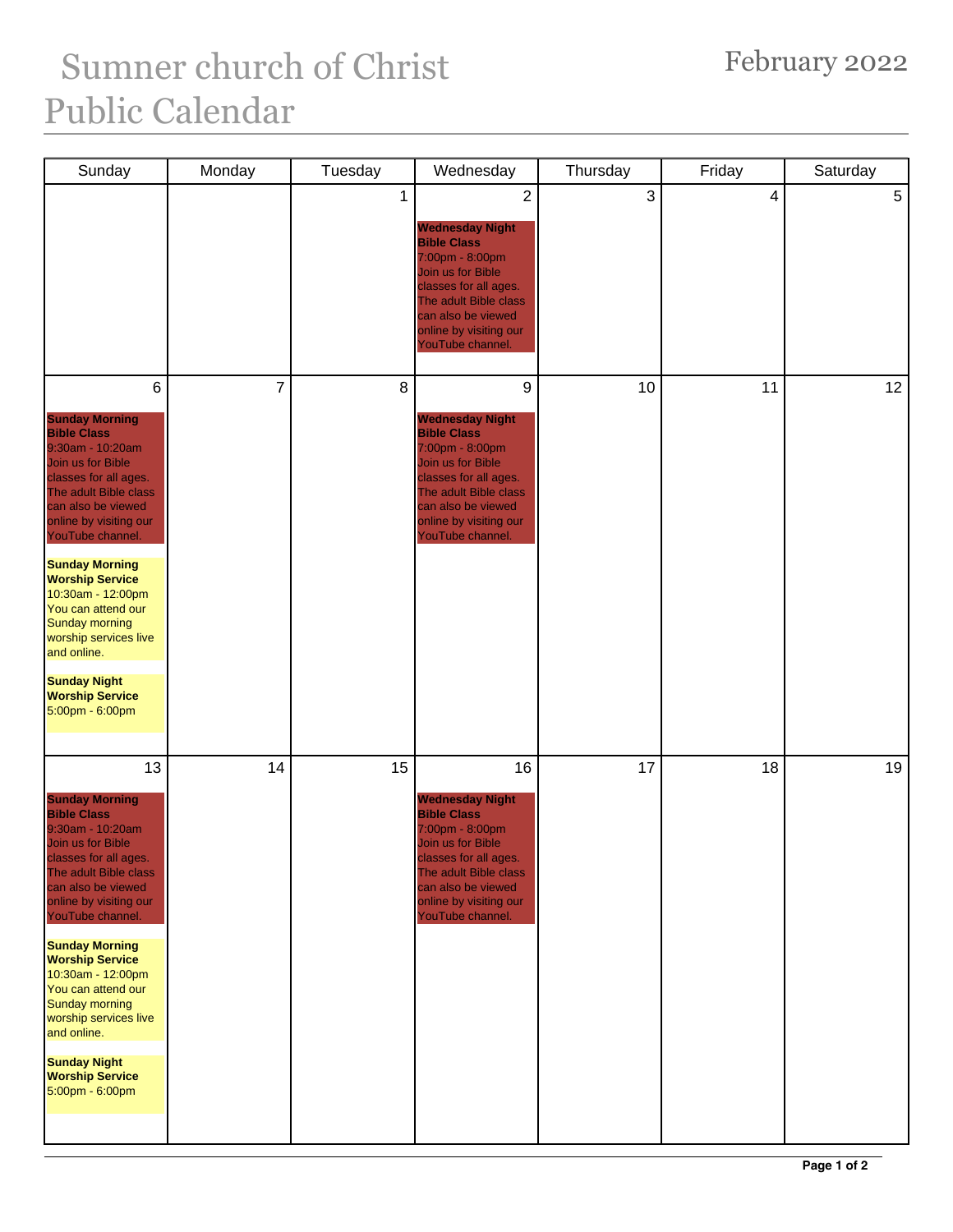# Sumner church of Christ Public Calendar

## February 2022

| Sunday | Monday | Tuesday | Wednesday | Thursday | Friday | Saturday |
|---|---|---|---|---|---|---|
| | | 1 | 2<br><br>**Wednesday Night Bible Class**<br>7:00pm - 8:00pm<br>Join us for Bible classes for all ages. The adult Bible class can also be viewed online by visiting our YouTube channel. | 3 | 4 | 5 |
| 6<br><br>**Sunday Morning Bible Class**<br>9:30am - 10:20am<br>Join us for Bible classes for all ages. The adult Bible class can also be viewed online by visiting our YouTube channel.<br><br>**Sunday Morning Worship Service**<br>10:30am - 12:00pm<br>You can attend our Sunday morning worship services live and online.<br><br>**Sunday Night Worship Service**<br>5:00pm - 6:00pm | 7 | 8 | 9<br><br>**Wednesday Night Bible Class**<br>7:00pm - 8:00pm<br>Join us for Bible classes for all ages. The adult Bible class can also be viewed online by visiting our YouTube channel. | 10 | 11 | 12 |
| 13<br><br>**Sunday Morning Bible Class**<br>9:30am - 10:20am<br>Join us for Bible classes for all ages. The adult Bible class can also be viewed online by visiting our YouTube channel.<br><br>**Sunday Morning Worship Service**<br>10:30am - 12:00pm<br>You can attend our Sunday morning worship services live and online.<br><br>**Sunday Night Worship Service**<br>5:00pm - 6:00pm | 14 | 15 | 16<br><br>**Wednesday Night Bible Class**<br>7:00pm - 8:00pm<br>Join us for Bible classes for all ages. The adult Bible class can also be viewed online by visiting our YouTube channel. | 17 | 18 | 19 |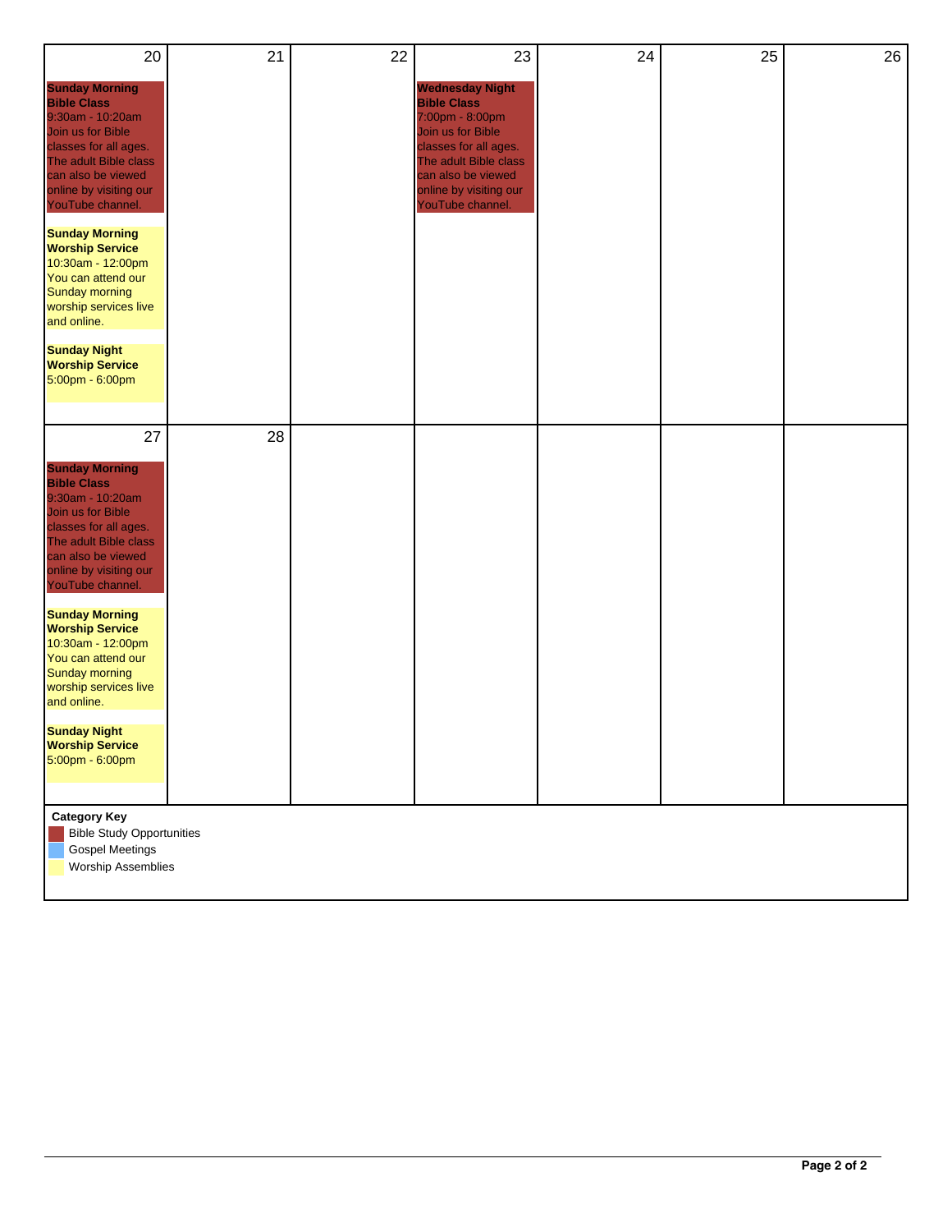| 20 | 21 | 22 | 23 | 24 | 25 | 26 |
|---|---|---|---|---|---|---|
| **Sunday Morning Bible Class** 9:30am - 10:20am Join us for Bible classes for all ages. The adult Bible class can also be viewed online by visiting our YouTube channel.<br><br>**Sunday Morning Worship Service** 10:30am - 12:00pm You can attend our Sunday morning worship services live and online.<br><br>**Sunday Night Worship Service** 5:00pm - 6:00pm | | | **Wednesday Night Bible Class** 7:00pm - 8:00pm Join us for Bible classes for all ages. The adult Bible class can also be viewed online by visiting our YouTube channel. | | | |
| **27**<br><br>**Sunday Morning Bible Class** 9:30am - 10:20am Join us for Bible classes for all ages. The adult Bible class can also be viewed online by visiting our YouTube channel.<br><br>**Sunday Morning Worship Service** 10:30am - 12:00pm You can attend our Sunday morning worship services live and online.<br><br>**Sunday Night Worship Service** 5:00pm - 6:00pm | **28** | | | | | |

**Category Key**

- Bible Study Opportunities
- Gospel Meetings
- Worship Assemblies